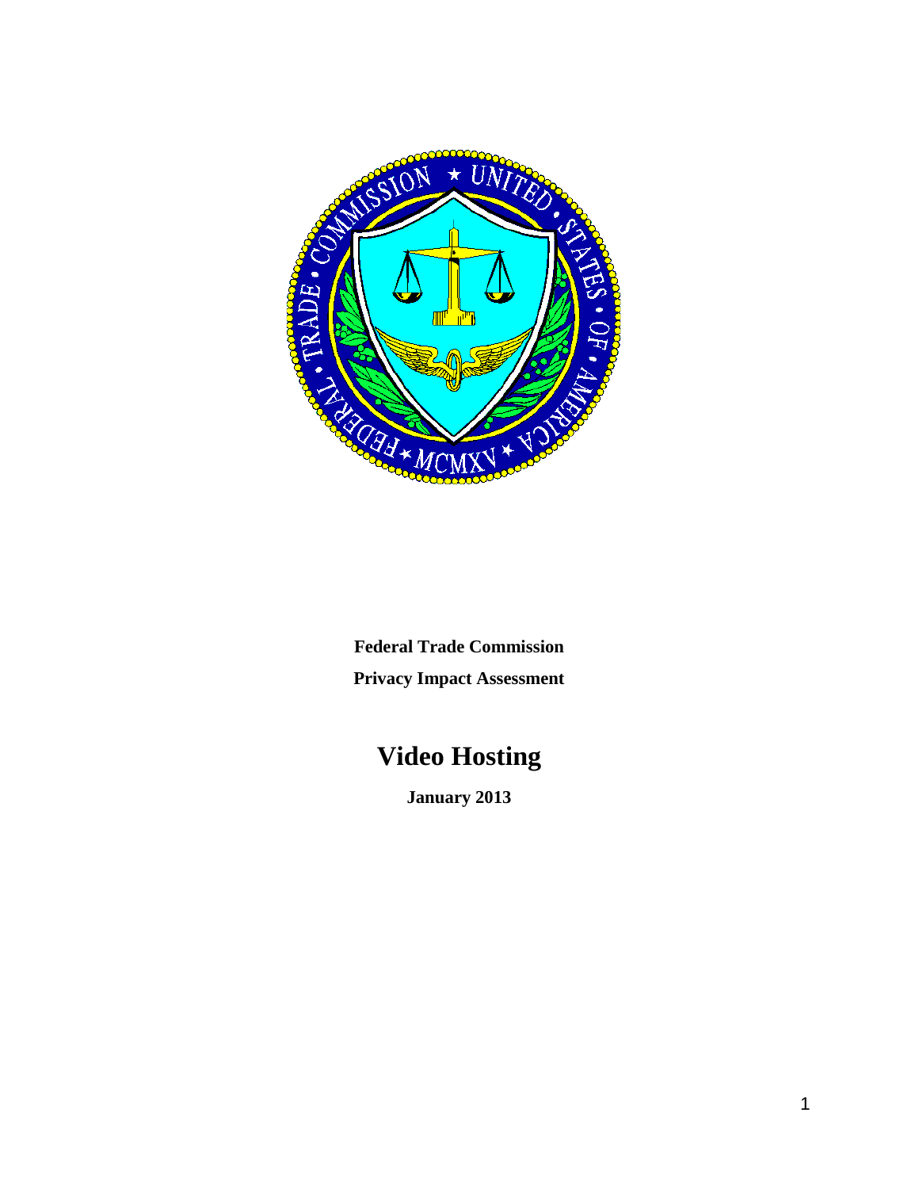**Federal Trade Commission**

**Privacy Impact Assessment**

# Video Hosting

**January 2013**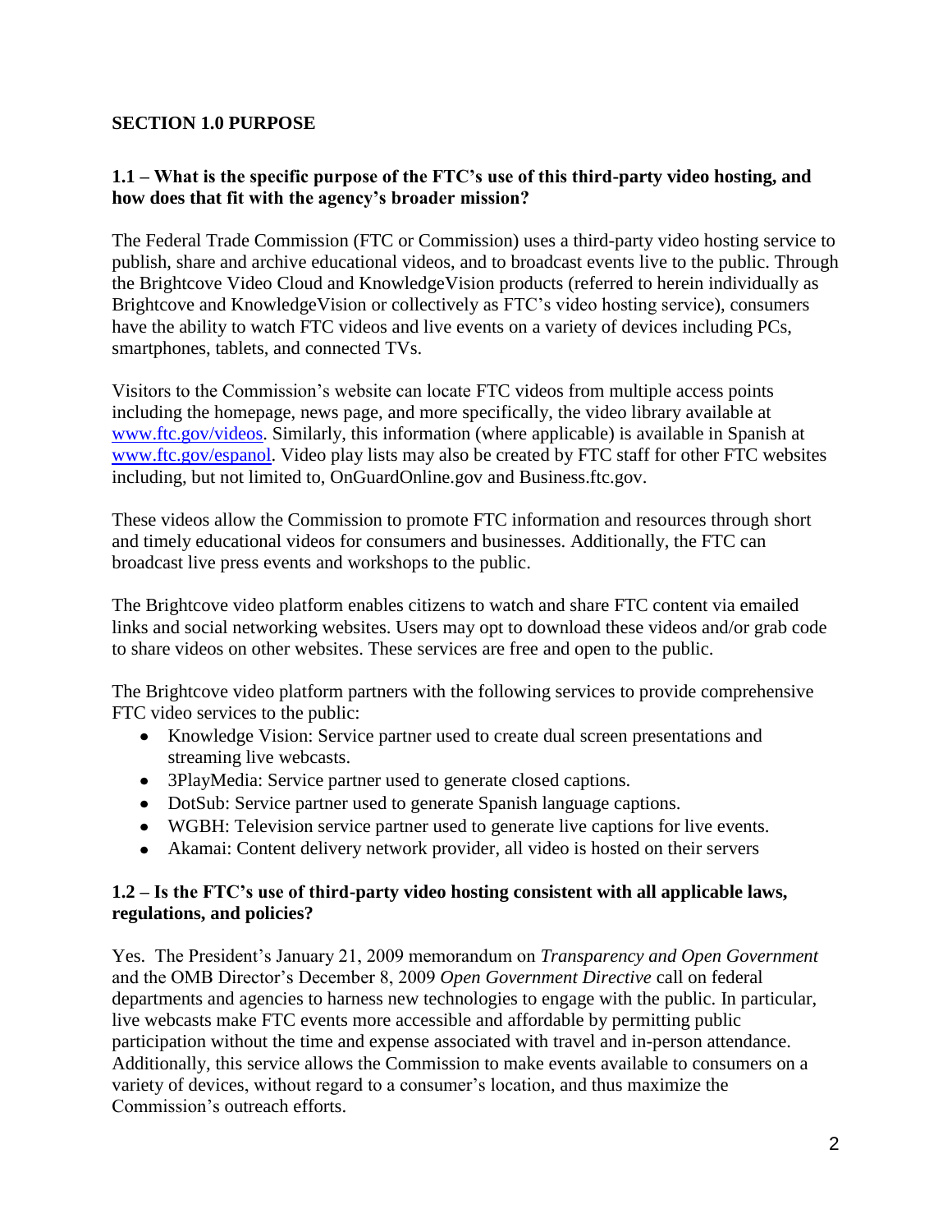## SECTION 1.0 PURPOSE

### 1.1 – What is the specific purpose of the FTC's use of this third-party video hosting, and how does that fit with the agency's broader mission?

The Federal Trade Commission (FTC or Commission) uses a third-party video hosting service to publish, share and archive educational videos, and to broadcast events live to the public. Through the Brightcove Video Cloud and KnowledgeVision products (referred to herein individually as Brightcove and KnowledgeVision or collectively as FTC's video hosting service), consumers have the ability to watch FTC videos and live events on a variety of devices including PCs, smartphones, tablets, and connected TVs.

Visitors to the Commission's website can locate FTC videos from multiple access points including the homepage, news page, and more specifically, the video library available at [www.ftc.gov/videos](http://www.ftc.gov/videos). Similarly, this information (where applicable) is available in Spanish at [www.ftc.gov/espanol](http://www.ftc.gov/espanol). Video play lists may also be created by FTC staff for other FTC websites including, but not limited to, OnGuardOnline.gov and Business.ftc.gov.

These videos allow the Commission to promote FTC information and resources through short and timely educational videos for consumers and businesses. Additionally, the FTC can broadcast live press events and workshops to the public.

The Brightcove video platform enables citizens to watch and share FTC content via emailed links and social networking websites. Users may opt to download these videos and/or grab code to share videos on other websites. These services are free and open to the public.

The Brightcove video platform partners with the following services to provide comprehensive FTC video services to the public:

- Knowledge Vision: Service partner used to create dual screen presentations and streaming live webcasts.
- 3PlayMedia: Service partner used to generate closed captions.
- DotSub: Service partner used to generate Spanish language captions.
- WGBH: Television service partner used to generate live captions for live events.
- Akamai: Content delivery network provider, all video is hosted on their servers

### 1.2 – Is the FTC's use of third-party video hosting consistent with all applicable laws, regulations, and policies?

Yes. The President's January 21, 2009 memorandum on *Transparency and Open Government* and the OMB Director's December 8, 2009 *Open Government Directive* call on federal departments and agencies to harness new technologies to engage with the public. In particular, live webcasts make FTC events more accessible and affordable by permitting public participation without the time and expense associated with travel and in-person attendance. Additionally, this service allows the Commission to make events available to consumers on a variety of devices, without regard to a consumer's location, and thus maximize the Commission's outreach efforts.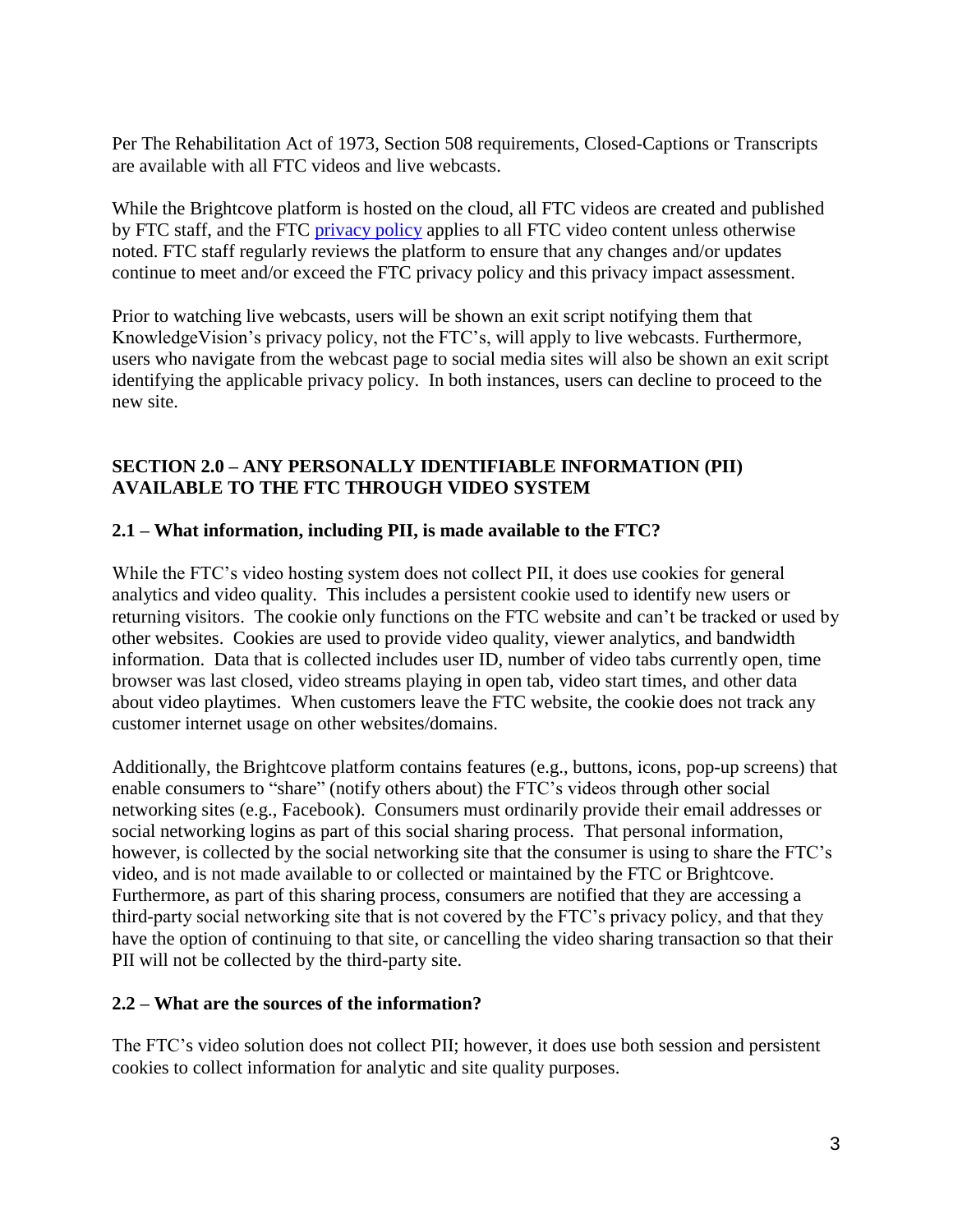Per The Rehabilitation Act of 1973, Section 508 requirements, Closed-Captions or Transcripts are available with all FTC videos and live webcasts.

While the Brightcove platform is hosted on the cloud, all FTC videos are created and published by FTC staff, and the FTC privacy policy applies to all FTC video content unless otherwise noted. FTC staff regularly reviews the platform to ensure that any changes and/or updates continue to meet and/or exceed the FTC privacy policy and this privacy impact assessment.

Prior to watching live webcasts, users will be shown an exit script notifying them that KnowledgeVision's privacy policy, not the FTC's, will apply to live webcasts. Furthermore, users who navigate from the webcast page to social media sites will also be shown an exit script identifying the applicable privacy policy. In both instances, users can decline to proceed to the new site.

## SECTION 2.0 – ANY PERSONALLY IDENTIFIABLE INFORMATION (PII) AVAILABLE TO THE FTC THROUGH VIDEO SYSTEM

### 2.1 – What information, including PII, is made available to the FTC?

While the FTC's video hosting system does not collect PII, it does use cookies for general analytics and video quality. This includes a persistent cookie used to identify new users or returning visitors. The cookie only functions on the FTC website and can't be tracked or used by other websites. Cookies are used to provide video quality, viewer analytics, and bandwidth information. Data that is collected includes user ID, number of video tabs currently open, time browser was last closed, video streams playing in open tab, video start times, and other data about video playtimes. When customers leave the FTC website, the cookie does not track any customer internet usage on other websites/domains.

Additionally, the Brightcove platform contains features (e.g., buttons, icons, pop-up screens) that enable consumers to "share" (notify others about) the FTC's videos through other social networking sites (e.g., Facebook). Consumers must ordinarily provide their email addresses or social networking logins as part of this social sharing process. That personal information, however, is collected by the social networking site that the consumer is using to share the FTC's video, and is not made available to or collected or maintained by the FTC or Brightcove. Furthermore, as part of this sharing process, consumers are notified that they are accessing a third-party social networking site that is not covered by the FTC's privacy policy, and that they have the option of continuing to that site, or cancelling the video sharing transaction so that their PII will not be collected by the third-party site.

### 2.2 – What are the sources of the information?

The FTC's video solution does not collect PII; however, it does use both session and persistent cookies to collect information for analytic and site quality purposes.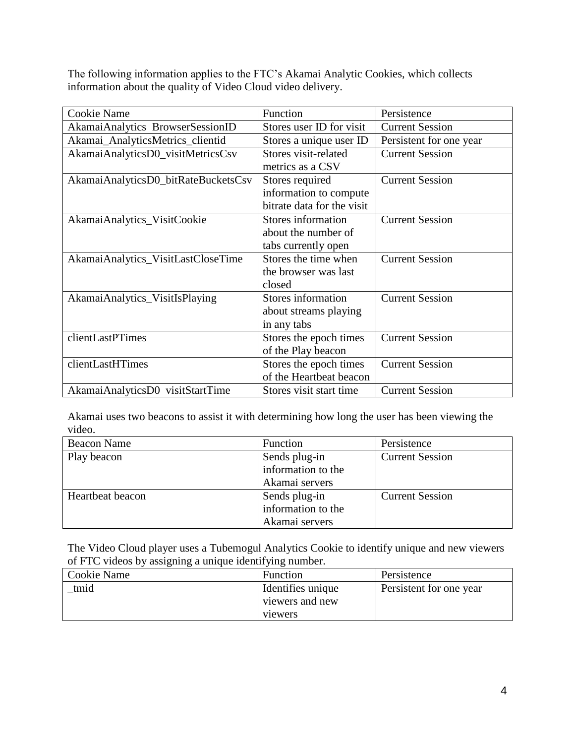The following information applies to the FTC's Akamai Analytic Cookies, which collects information about the quality of Video Cloud video delivery.

| Cookie Name | Function | Persistence |
|---|---|---|
| AkamaiAnalytics BrowserSessionID | Stores user ID for visit | Current Session |
| Akamai_AnalyticsMetrics_clientid | Stores a unique user ID | Persistent for one year |
| AkamaiAnalyticsD0_visitMetricsCsv | Stores visit-related metrics as a CSV | Current Session |
| AkamaiAnalyticsD0_bitRateBucketsCsv | Stores required information to compute bitrate data for the visit | Current Session |
| AkamaiAnalytics_VisitCookie | Stores information about the number of tabs currently open | Current Session |
| AkamaiAnalytics_VisitLastCloseTime | Stores the time when the browser was last closed | Current Session |
| AkamaiAnalytics_VisitIsPlaying | Stores information about streams playing in any tabs | Current Session |
| clientLastPTimes | Stores the epoch times of the Play beacon | Current Session |
| clientLastHTimes | Stores the epoch times of the Heartbeat beacon | Current Session |
| AkamaiAnalyticsD0 visitStartTime | Stores visit start time | Current Session |

Akamai uses two beacons to assist it with determining how long the user has been viewing the video.

| Beacon Name | Function | Persistence |
|---|---|---|
| Play beacon | Sends plug-in information to the Akamai servers | Current Session |
| Heartbeat beacon | Sends plug-in information to the Akamai servers | Current Session |

The Video Cloud player uses a Tubemogul Analytics Cookie to identify unique and new viewers of FTC videos by assigning a unique identifying number.

| Cookie Name | Function | Persistence |
|---|---|---|
| _tmid | Identifies unique viewers and new viewers | Persistent for one year |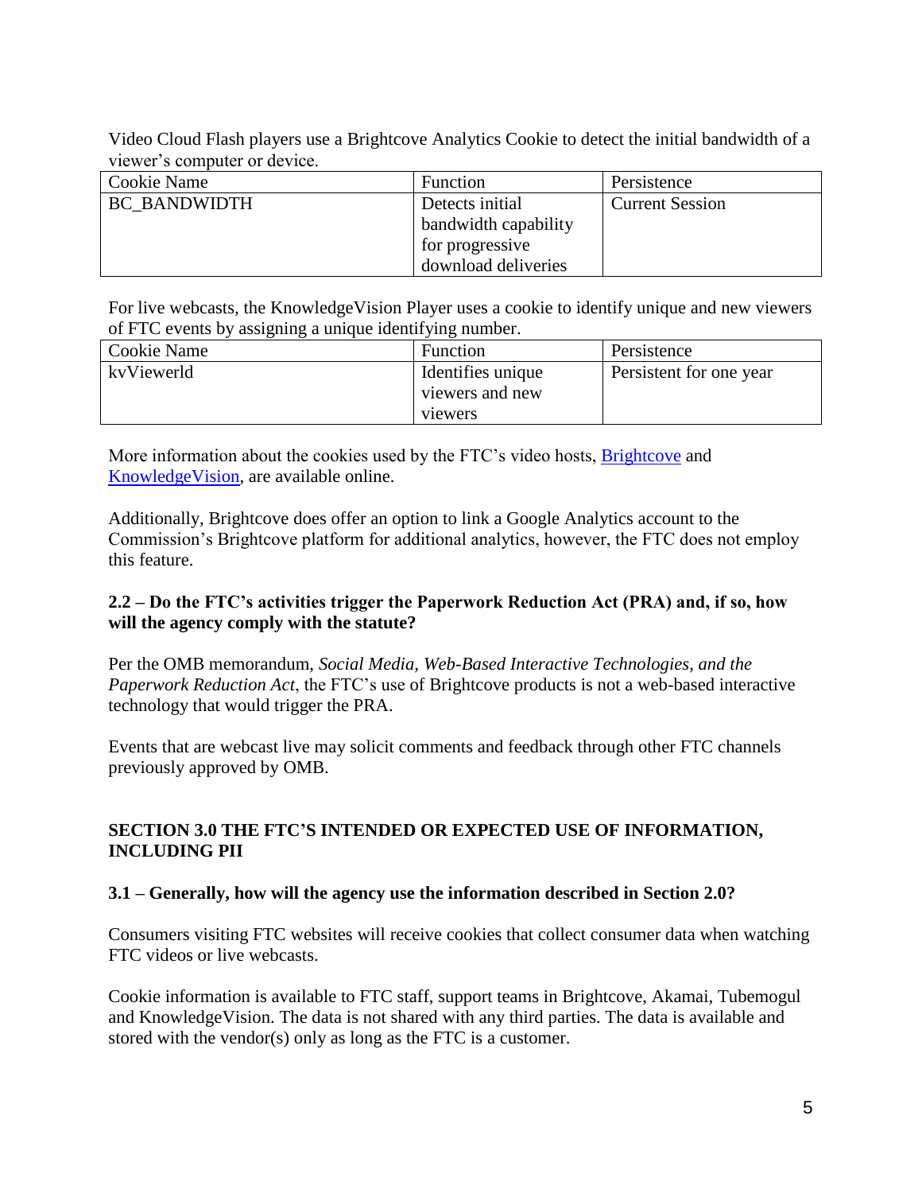Video Cloud Flash players use a Brightcove Analytics Cookie to detect the initial bandwidth of a viewer's computer or device.

| Cookie Name | Function | Persistence |
| --- | --- | --- |
| BC_BANDWIDTH | Detects initial bandwidth capability for progressive download deliveries | Current Session |

For live webcasts, the KnowledgeVision Player uses a cookie to identify unique and new viewers of FTC events by assigning a unique identifying number.

| Cookie Name | Function | Persistence |
| --- | --- | --- |
| kvViewerld | Identifies unique viewers and new viewers | Persistent for one year |

More information about the cookies used by the FTC's video hosts, Brightcove and KnowledgeVision, are available online.

Additionally, Brightcove does offer an option to link a Google Analytics account to the Commission's Brightcove platform for additional analytics, however, the FTC does not employ this feature.

### 2.2 – Do the FTC's activities trigger the Paperwork Reduction Act (PRA) and, if so, how will the agency comply with the statute?

Per the OMB memorandum, *Social Media, Web-Based Interactive Technologies, and the Paperwork Reduction Act*, the FTC's use of Brightcove products is not a web-based interactive technology that would trigger the PRA.

Events that are webcast live may solicit comments and feedback through other FTC channels previously approved by OMB.

## SECTION 3.0 THE FTC'S INTENDED OR EXPECTED USE OF INFORMATION, INCLUDING PII

### 3.1 – Generally, how will the agency use the information described in Section 2.0?

Consumers visiting FTC websites will receive cookies that collect consumer data when watching FTC videos or live webcasts.

Cookie information is available to FTC staff, support teams in Brightcove, Akamai, Tubemogul and KnowledgeVision. The data is not shared with any third parties. The data is available and stored with the vendor(s) only as long as the FTC is a customer.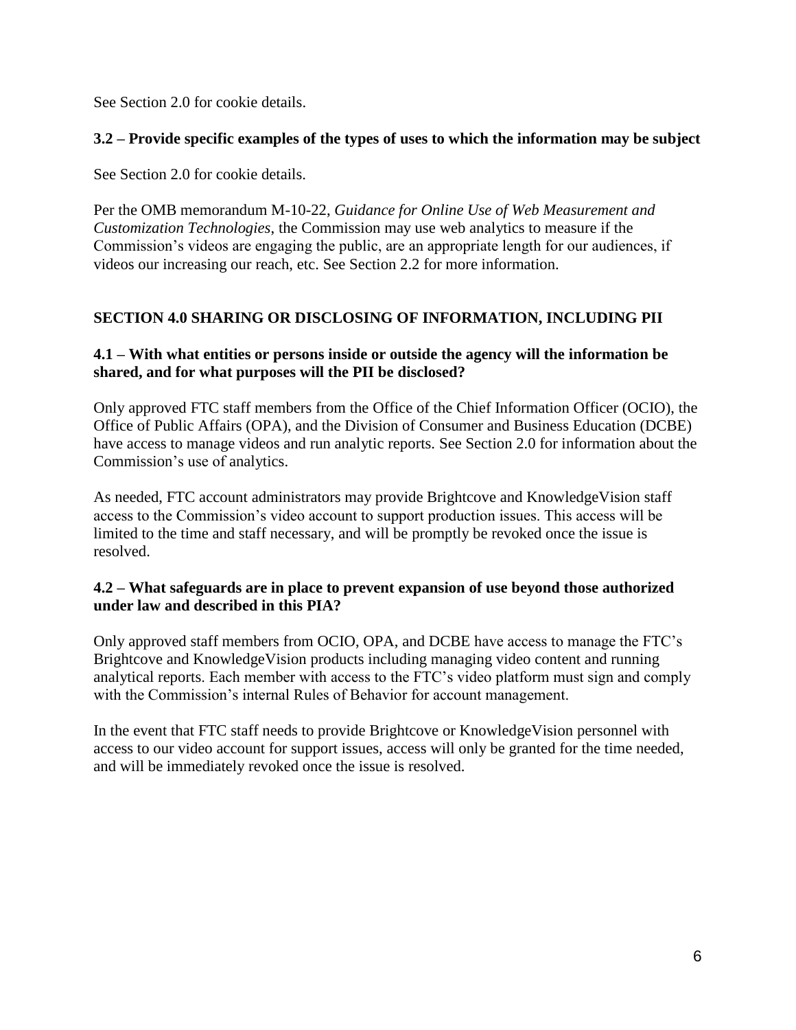See Section 2.0 for cookie details.

### 3.2 – Provide specific examples of the types of uses to which the information may be subject

See Section 2.0 for cookie details.

Per the OMB memorandum M-10-22, *Guidance for Online Use of Web Measurement and Customization Technologies*, the Commission may use web analytics to measure if the Commission's videos are engaging the public, are an appropriate length for our audiences, if videos our increasing our reach, etc. See Section 2.2 for more information.

## SECTION 4.0 SHARING OR DISCLOSING OF INFORMATION, INCLUDING PII

### 4.1 – With what entities or persons inside or outside the agency will the information be shared, and for what purposes will the PII be disclosed?

Only approved FTC staff members from the Office of the Chief Information Officer (OCIO), the Office of Public Affairs (OPA), and the Division of Consumer and Business Education (DCBE) have access to manage videos and run analytic reports. See Section 2.0 for information about the Commission's use of analytics.

As needed, FTC account administrators may provide Brightcove and KnowledgeVision staff access to the Commission's video account to support production issues. This access will be limited to the time and staff necessary, and will be promptly be revoked once the issue is resolved.

### 4.2 – What safeguards are in place to prevent expansion of use beyond those authorized under law and described in this PIA?

Only approved staff members from OCIO, OPA, and DCBE have access to manage the FTC's Brightcove and KnowledgeVision products including managing video content and running analytical reports. Each member with access to the FTC's video platform must sign and comply with the Commission's internal Rules of Behavior for account management.

In the event that FTC staff needs to provide Brightcove or KnowledgeVision personnel with access to our video account for support issues, access will only be granted for the time needed, and will be immediately revoked once the issue is resolved.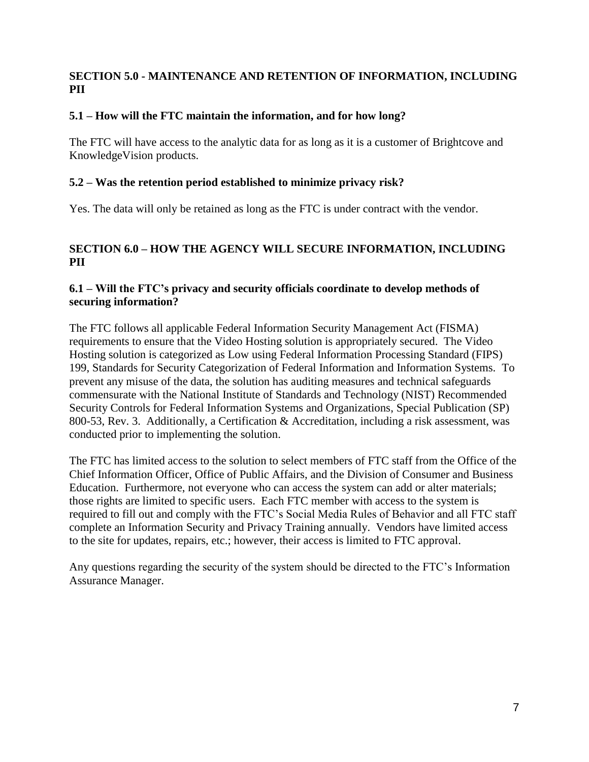## SECTION 5.0 - MAINTENANCE AND RETENTION OF INFORMATION, INCLUDING PII

### 5.1 – How will the FTC maintain the information, and for how long?

The FTC will have access to the analytic data for as long as it is a customer of Brightcove and KnowledgeVision products.

### 5.2 – Was the retention period established to minimize privacy risk?

Yes. The data will only be retained as long as the FTC is under contract with the vendor.

## SECTION 6.0 – HOW THE AGENCY WILL SECURE INFORMATION, INCLUDING PII

### 6.1 – Will the FTC's privacy and security officials coordinate to develop methods of securing information?

The FTC follows all applicable Federal Information Security Management Act (FISMA) requirements to ensure that the Video Hosting solution is appropriately secured. The Video Hosting solution is categorized as Low using Federal Information Processing Standard (FIPS) 199, Standards for Security Categorization of Federal Information and Information Systems. To prevent any misuse of the data, the solution has auditing measures and technical safeguards commensurate with the National Institute of Standards and Technology (NIST) Recommended Security Controls for Federal Information Systems and Organizations, Special Publication (SP) 800-53, Rev. 3. Additionally, a Certification & Accreditation, including a risk assessment, was conducted prior to implementing the solution.

The FTC has limited access to the solution to select members of FTC staff from the Office of the Chief Information Officer, Office of Public Affairs, and the Division of Consumer and Business Education. Furthermore, not everyone who can access the system can add or alter materials; those rights are limited to specific users. Each FTC member with access to the system is required to fill out and comply with the FTC's Social Media Rules of Behavior and all FTC staff complete an Information Security and Privacy Training annually. Vendors have limited access to the site for updates, repairs, etc.; however, their access is limited to FTC approval.

Any questions regarding the security of the system should be directed to the FTC's Information Assurance Manager.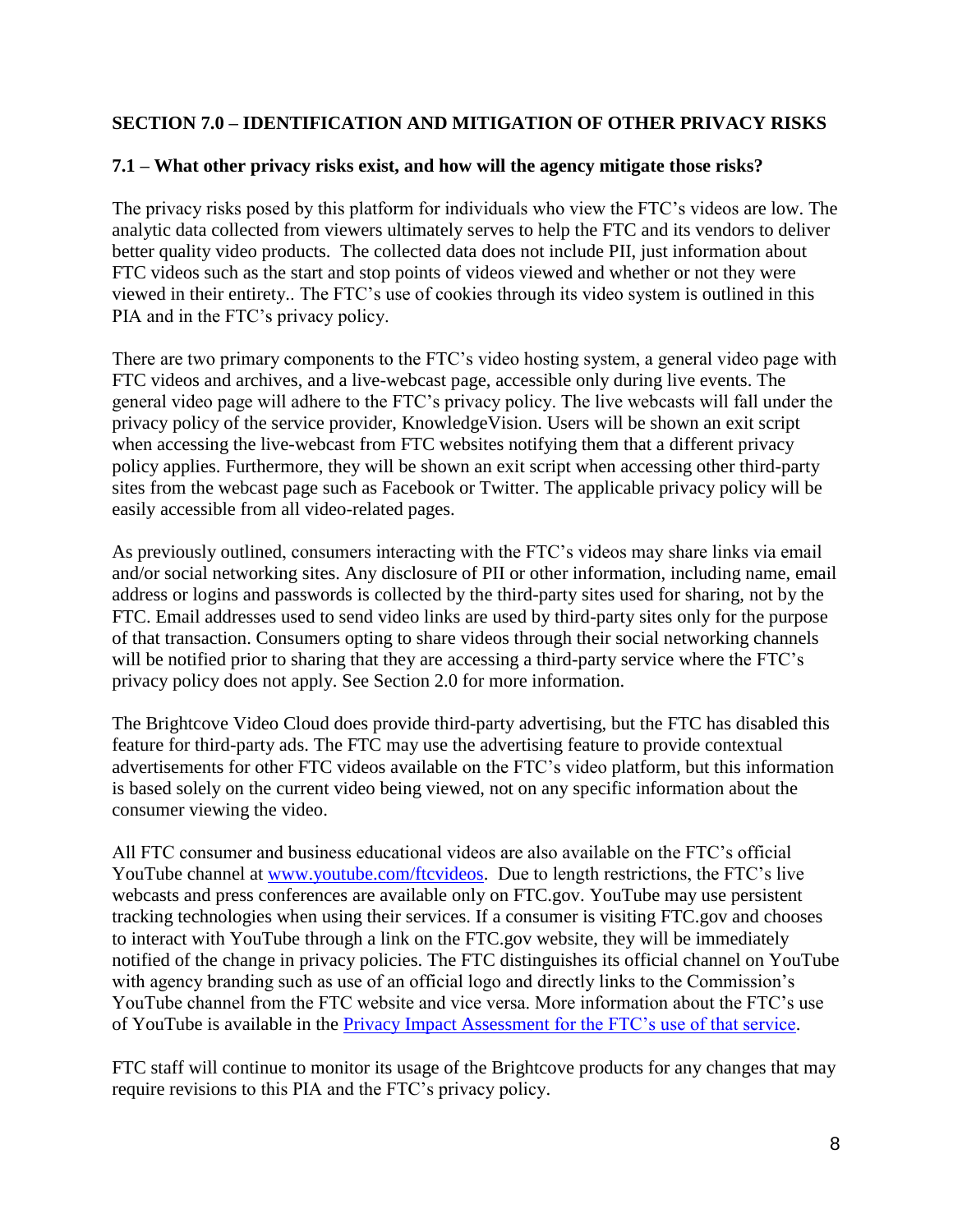**SECTION 7.0 – IDENTIFICATION AND MITIGATION OF OTHER PRIVACY RISKS**

**7.1 – What other privacy risks exist, and how will the agency mitigate those risks?**

The privacy risks posed by this platform for individuals who view the FTC's videos are low. The analytic data collected from viewers ultimately serves to help the FTC and its vendors to deliver better quality video products. The collected data does not include PII, just information about FTC videos such as the start and stop points of videos viewed and whether or not they were viewed in their entirety.. The FTC's use of cookies through its video system is outlined in this PIA and in the FTC's privacy policy.

There are two primary components to the FTC's video hosting system, a general video page with FTC videos and archives, and a live-webcast page, accessible only during live events. The general video page will adhere to the FTC's privacy policy. The live webcasts will fall under the privacy policy of the service provider, KnowledgeVision. Users will be shown an exit script when accessing the live-webcast from FTC websites notifying them that a different privacy policy applies. Furthermore, they will be shown an exit script when accessing other third-party sites from the webcast page such as Facebook or Twitter. The applicable privacy policy will be easily accessible from all video-related pages.

As previously outlined, consumers interacting with the FTC's videos may share links via email and/or social networking sites. Any disclosure of PII or other information, including name, email address or logins and passwords is collected by the third-party sites used for sharing, not by the FTC. Email addresses used to send video links are used by third-party sites only for the purpose of that transaction. Consumers opting to share videos through their social networking channels will be notified prior to sharing that they are accessing a third-party service where the FTC's privacy policy does not apply. See Section 2.0 for more information.

The Brightcove Video Cloud does provide third-party advertising, but the FTC has disabled this feature for third-party ads. The FTC may use the advertising feature to provide contextual advertisements for other FTC videos available on the FTC's video platform, but this information is based solely on the current video being viewed, not on any specific information about the consumer viewing the video.

All FTC consumer and business educational videos are also available on the FTC's official YouTube channel at [www.youtube.com/ftcvideos](www.youtube.com/ftcvideos). Due to length restrictions, the FTC's live webcasts and press conferences are available only on FTC.gov. YouTube may use persistent tracking technologies when using their services. If a consumer is visiting FTC.gov and chooses to interact with YouTube through a link on the FTC.gov website, they will be immediately notified of the change in privacy policies. The FTC distinguishes its official channel on YouTube with agency branding such as use of an official logo and directly links to the Commission's YouTube channel from the FTC website and vice versa. More information about the FTC's use of YouTube is available in the Privacy Impact Assessment for the FTC's use of that service.

FTC staff will continue to monitor its usage of the Brightcove products for any changes that may require revisions to this PIA and the FTC's privacy policy.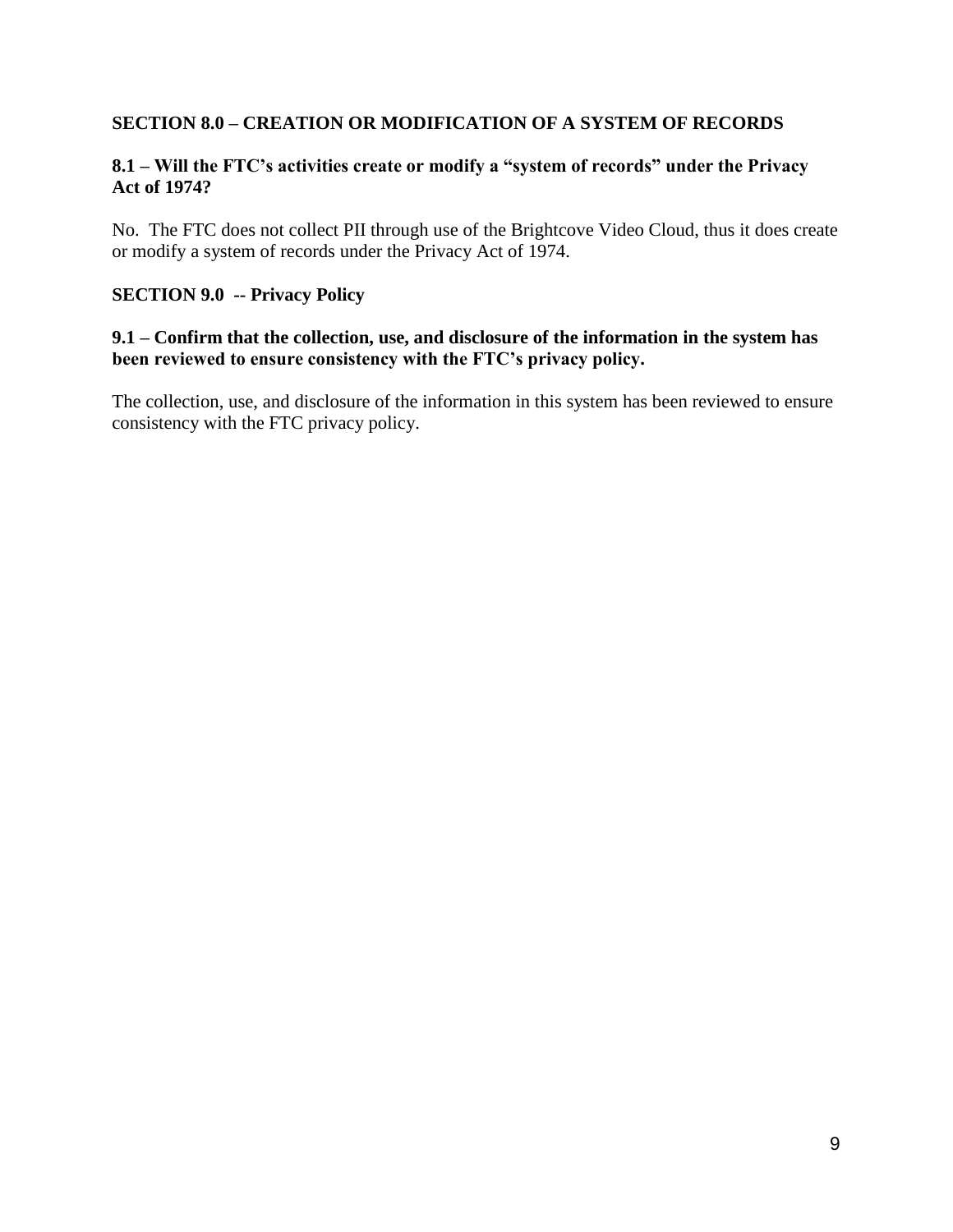## SECTION 8.0 – CREATION OR MODIFICATION OF A SYSTEM OF RECORDS

### 8.1 – Will the FTC's activities create or modify a "system of records" under the Privacy Act of 1974?

No. The FTC does not collect PII through use of the Brightcove Video Cloud, thus it does create or modify a system of records under the Privacy Act of 1974.

## SECTION 9.0 -- Privacy Policy

### 9.1 – Confirm that the collection, use, and disclosure of the information in the system has been reviewed to ensure consistency with the FTC's privacy policy.

The collection, use, and disclosure of the information in this system has been reviewed to ensure consistency with the FTC privacy policy.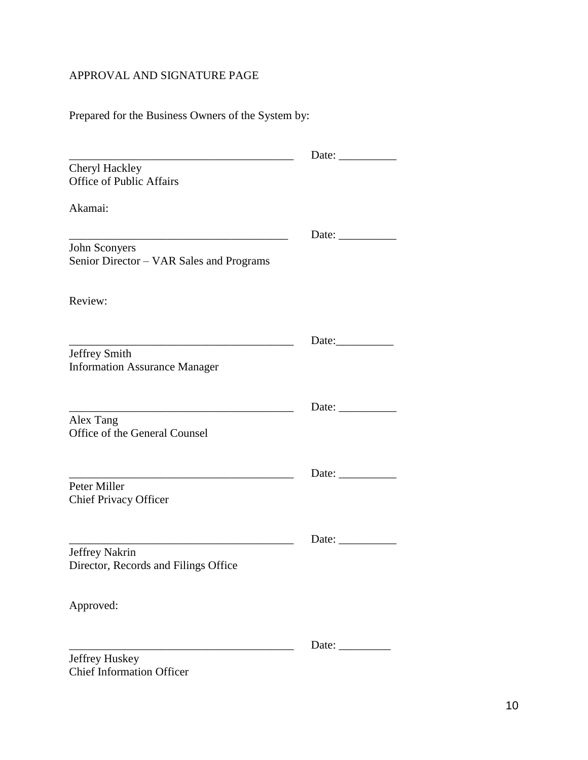APPROVAL AND SIGNATURE PAGE

Prepared for the Business Owners of the System by:

_______________________________________ Date: __________

Cheryl Hackley
Office of Public Affairs

Akamai:

______________________________________ Date: __________

John Sconyers
Senior Director – VAR Sales and Programs

Review:

_______________________________________ Date:__________

Jeffrey Smith
Information Assurance Manager

_______________________________________ Date: __________

Alex Tang
Office of the General Counsel

_______________________________________ Date: __________

Peter Miller
Chief Privacy Officer

_______________________________________ Date: __________

Jeffrey Nakrin
Director, Records and Filings Office

Approved:

_______________________________________ Date: _________

Jeffrey Huskey
Chief Information Officer